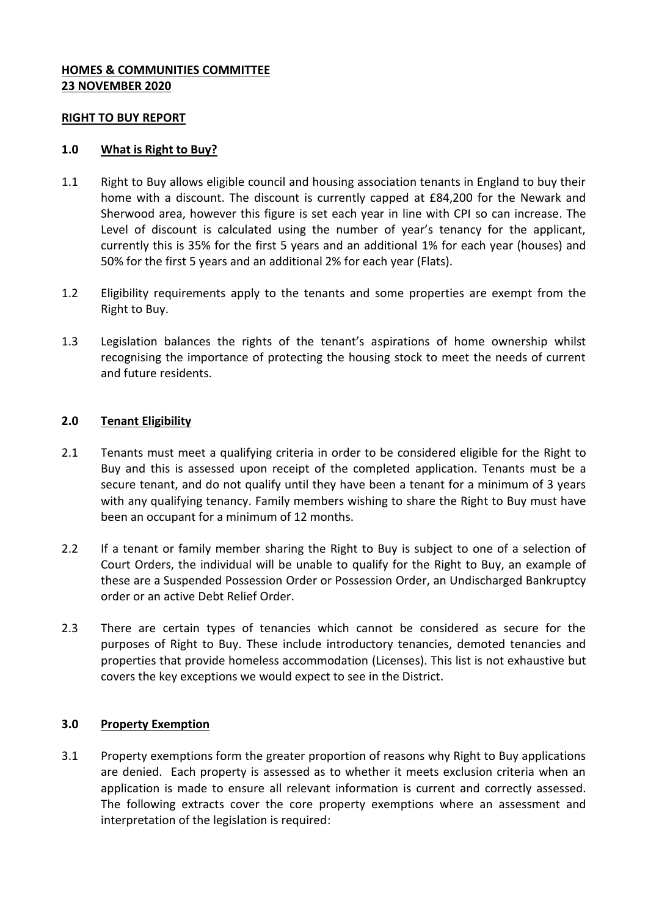**HOMES & COMMUNITIES COMMITTEE**
**23 NOVEMBER 2020**

# RIGHT TO BUY REPORT

## 1.0 What is Right to Buy?

1.1 Right to Buy allows eligible council and housing association tenants in England to buy their home with a discount. The discount is currently capped at £84,200 for the Newark and Sherwood area, however this figure is set each year in line with CPI so can increase. The Level of discount is calculated using the number of year's tenancy for the applicant, currently this is 35% for the first 5 years and an additional 1% for each year (houses) and 50% for the first 5 years and an additional 2% for each year (Flats).

1.2 Eligibility requirements apply to the tenants and some properties are exempt from the Right to Buy.

1.3 Legislation balances the rights of the tenant's aspirations of home ownership whilst recognising the importance of protecting the housing stock to meet the needs of current and future residents.

## 2.0 Tenant Eligibility

2.1 Tenants must meet a qualifying criteria in order to be considered eligible for the Right to Buy and this is assessed upon receipt of the completed application. Tenants must be a secure tenant, and do not qualify until they have been a tenant for a minimum of 3 years with any qualifying tenancy. Family members wishing to share the Right to Buy must have been an occupant for a minimum of 12 months.

2.2 If a tenant or family member sharing the Right to Buy is subject to one of a selection of Court Orders, the individual will be unable to qualify for the Right to Buy, an example of these are a Suspended Possession Order or Possession Order, an Undischarged Bankruptcy order or an active Debt Relief Order.

2.3 There are certain types of tenancies which cannot be considered as secure for the purposes of Right to Buy. These include introductory tenancies, demoted tenancies and properties that provide homeless accommodation (Licenses). This list is not exhaustive but covers the key exceptions we would expect to see in the District.

## 3.0 Property Exemption

3.1 Property exemptions form the greater proportion of reasons why Right to Buy applications are denied. Each property is assessed as to whether it meets exclusion criteria when an application is made to ensure all relevant information is current and correctly assessed. The following extracts cover the core property exemptions where an assessment and interpretation of the legislation is required: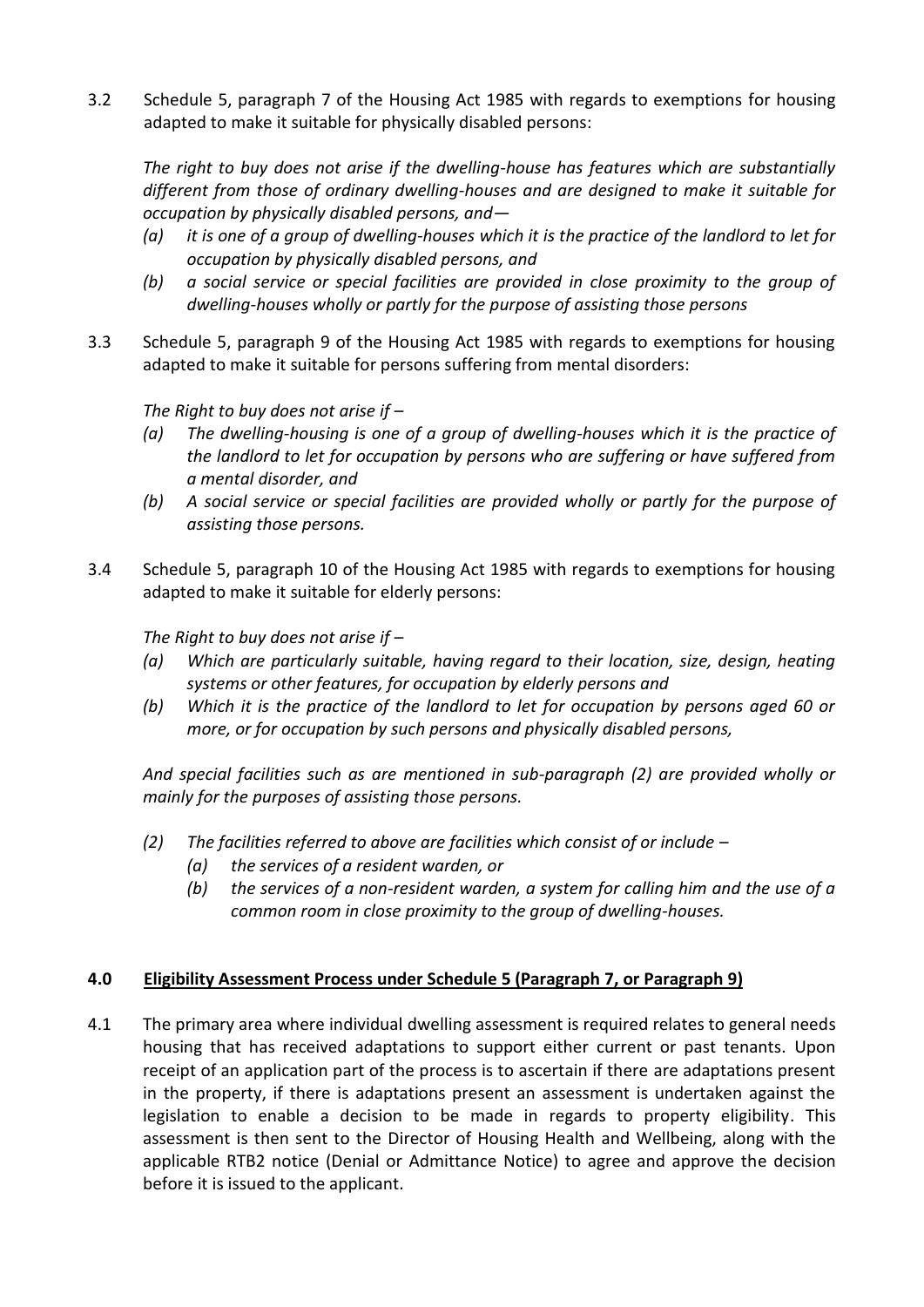3.2 Schedule 5, paragraph 7 of the Housing Act 1985 with regards to exemptions for housing adapted to make it suitable for physically disabled persons:

*The right to buy does not arise if the dwelling-house has features which are substantially different from those of ordinary dwelling-houses and are designed to make it suitable for occupation by physically disabled persons, and—*

- *(a) it is one of a group of dwelling-houses which it is the practice of the landlord to let for occupation by physically disabled persons, and*
- *(b) a social service or special facilities are provided in close proximity to the group of dwelling-houses wholly or partly for the purpose of assisting those persons*

3.3 Schedule 5, paragraph 9 of the Housing Act 1985 with regards to exemptions for housing adapted to make it suitable for persons suffering from mental disorders:

*The Right to buy does not arise if –*

- *(a) The dwelling-housing is one of a group of dwelling-houses which it is the practice of the landlord to let for occupation by persons who are suffering or have suffered from a mental disorder, and*
- *(b) A social service or special facilities are provided wholly or partly for the purpose of assisting those persons.*

3.4 Schedule 5, paragraph 10 of the Housing Act 1985 with regards to exemptions for housing adapted to make it suitable for elderly persons:

*The Right to buy does not arise if –*

- *(a) Which are particularly suitable, having regard to their location, size, design, heating systems or other features, for occupation by elderly persons and*
- *(b) Which it is the practice of the landlord to let for occupation by persons aged 60 or more, or for occupation by such persons and physically disabled persons,*

*And special facilities such as are mentioned in sub-paragraph (2) are provided wholly or mainly for the purposes of assisting those persons.*

- *(2) The facilities referred to above are facilities which consist of or include –*
  - *(a) the services of a resident warden, or*
  - *(b) the services of a non-resident warden, a system for calling him and the use of a common room in close proximity to the group of dwelling-houses.*

## 4.0 Eligibility Assessment Process under Schedule 5 (Paragraph 7, or Paragraph 9)

4.1 The primary area where individual dwelling assessment is required relates to general needs housing that has received adaptations to support either current or past tenants. Upon receipt of an application part of the process is to ascertain if there are adaptations present in the property, if there is adaptations present an assessment is undertaken against the legislation to enable a decision to be made in regards to property eligibility. This assessment is then sent to the Director of Housing Health and Wellbeing, along with the applicable RTB2 notice (Denial or Admittance Notice) to agree and approve the decision before it is issued to the applicant.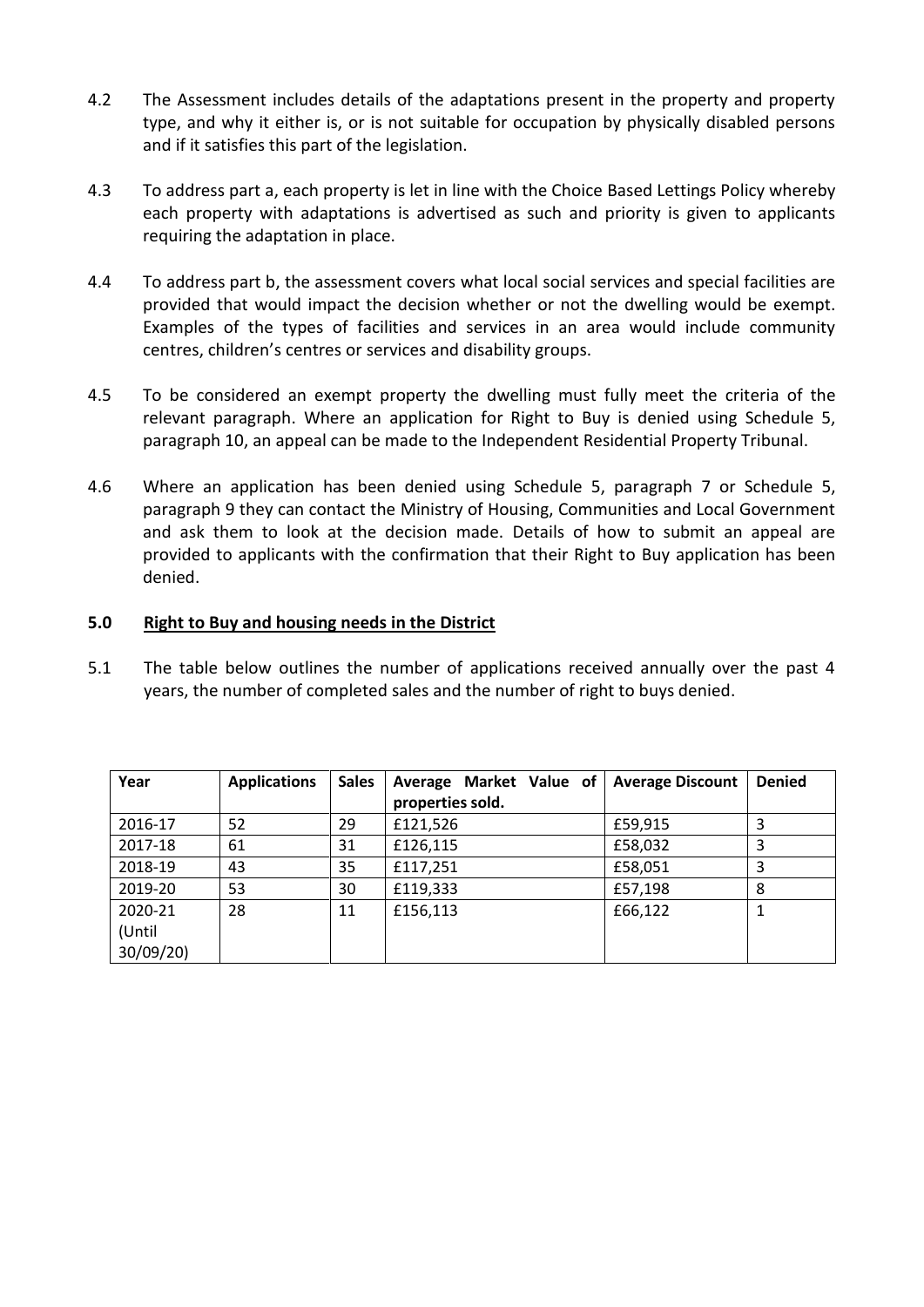4.2 The Assessment includes details of the adaptations present in the property and property type, and why it either is, or is not suitable for occupation by physically disabled persons and if it satisfies this part of the legislation.

4.3 To address part a, each property is let in line with the Choice Based Lettings Policy whereby each property with adaptations is advertised as such and priority is given to applicants requiring the adaptation in place.

4.4 To address part b, the assessment covers what local social services and special facilities are provided that would impact the decision whether or not the dwelling would be exempt. Examples of the types of facilities and services in an area would include community centres, children's centres or services and disability groups.

4.5 To be considered an exempt property the dwelling must fully meet the criteria of the relevant paragraph. Where an application for Right to Buy is denied using Schedule 5, paragraph 10, an appeal can be made to the Independent Residential Property Tribunal.

4.6 Where an application has been denied using Schedule 5, paragraph 7 or Schedule 5, paragraph 9 they can contact the Ministry of Housing, Communities and Local Government and ask them to look at the decision made. Details of how to submit an appeal are provided to applicants with the confirmation that their Right to Buy application has been denied.

## 5.0 Right to Buy and housing needs in the District

5.1 The table below outlines the number of applications received annually over the past 4 years, the number of completed sales and the number of right to buys denied.

| Year | Applications | Sales | Average Market Value of properties sold. | Average Discount | Denied |
|---|---|---|---|---|---|
| 2016-17 | 52 | 29 | £121,526 | £59,915 | 3 |
| 2017-18 | 61 | 31 | £126,115 | £58,032 | 3 |
| 2018-19 | 43 | 35 | £117,251 | £58,051 | 3 |
| 2019-20 | 53 | 30 | £119,333 | £57,198 | 8 |
| 2020-21 (Until 30/09/20) | 28 | 11 | £156,113 | £66,122 | 1 |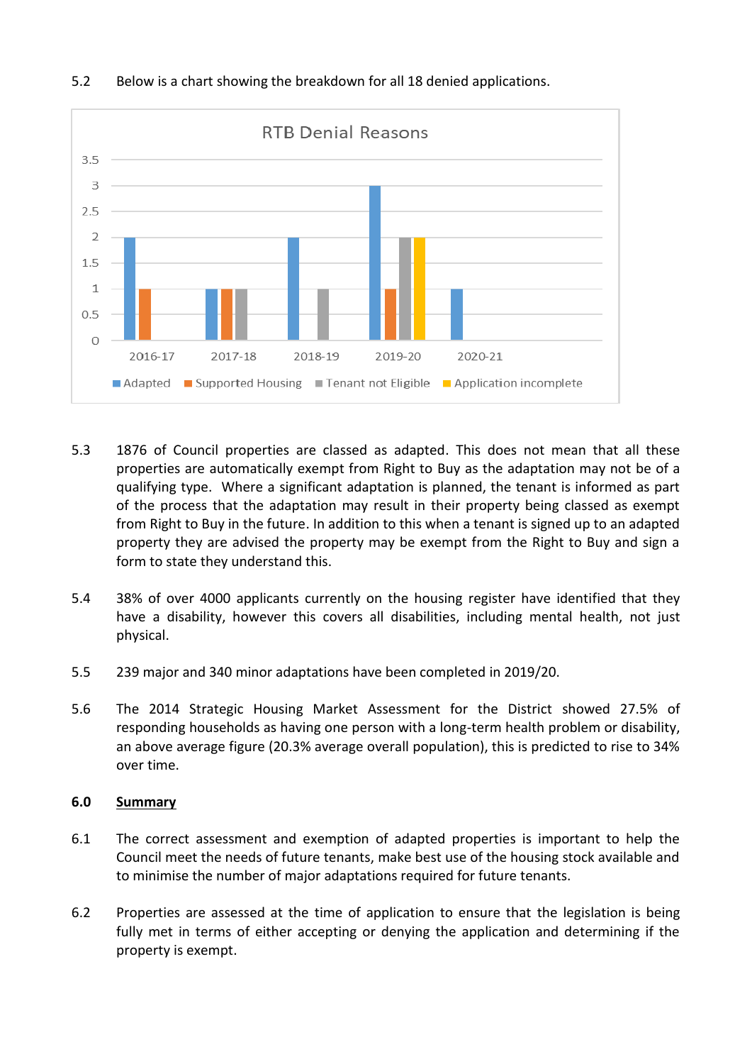5.2 Below is a chart showing the breakdown for all 18 denied applications.

**RTB Denial Reasons**

| Year | Adapted | Supported Housing | Tenant not Eligible | Application incomplete |
|---|---|---|---|---|
| 2016-17 | 2 | 1 | | |
| 2017-18 | 1 | 1 | 1 | |
| 2018-19 | 2 | | 1 | |
| 2019-20 | 3 | 1 | 2 | 2 |
| 2020-21 | 1 | | | |

5.3 1876 of Council properties are classed as adapted. This does not mean that all these properties are automatically exempt from Right to Buy as the adaptation may not be of a qualifying type. Where a significant adaptation is planned, the tenant is informed as part of the process that the adaptation may result in their property being classed as exempt from Right to Buy in the future. In addition to this when a tenant is signed up to an adapted property they are advised the property may be exempt from the Right to Buy and sign a form to state they understand this.

5.4 38% of over 4000 applicants currently on the housing register have identified that they have a disability, however this covers all disabilities, including mental health, not just physical.

5.5 239 major and 340 minor adaptations have been completed in 2019/20.

5.6 The 2014 Strategic Housing Market Assessment for the District showed 27.5% of responding households as having one person with a long-term health problem or disability, an above average figure (20.3% average overall population), this is predicted to rise to 34% over time.

## 6.0 Summary

6.1 The correct assessment and exemption of adapted properties is important to help the Council meet the needs of future tenants, make best use of the housing stock available and to minimise the number of major adaptations required for future tenants.

6.2 Properties are assessed at the time of application to ensure that the legislation is being fully met in terms of either accepting or denying the application and determining if the property is exempt.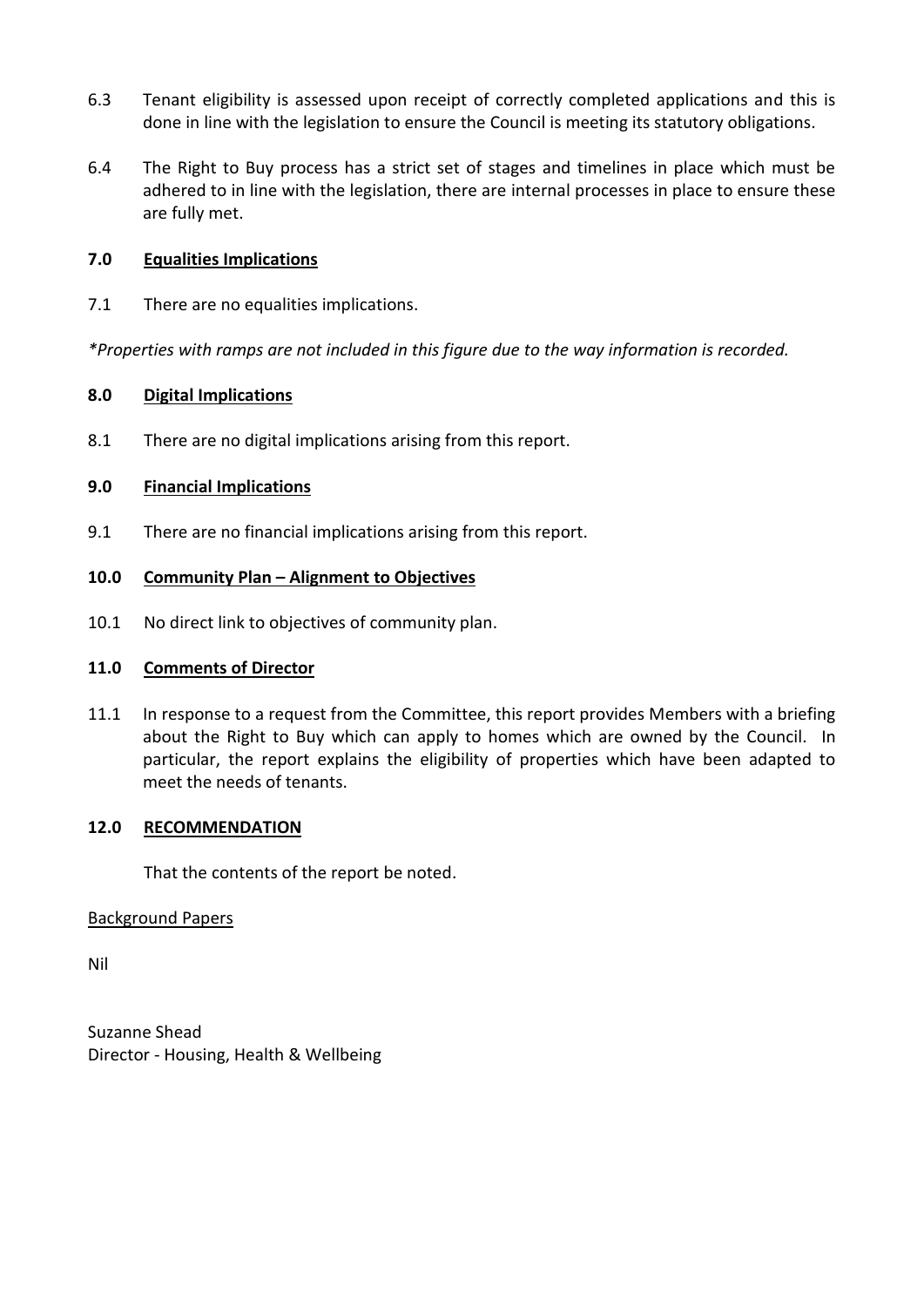6.3 Tenant eligibility is assessed upon receipt of correctly completed applications and this is done in line with the legislation to ensure the Council is meeting its statutory obligations.

6.4 The Right to Buy process has a strict set of stages and timelines in place which must be adhered to in line with the legislation, there are internal processes in place to ensure these are fully met.

## 7.0 Equalities Implications

7.1 There are no equalities implications.

*\*Properties with ramps are not included in this figure due to the way information is recorded.*

## 8.0 Digital Implications

8.1 There are no digital implications arising from this report.

## 9.0 Financial Implications

9.1 There are no financial implications arising from this report.

## 10.0 Community Plan – Alignment to Objectives

10.1 No direct link to objectives of community plan.

## 11.0 Comments of Director

11.1 In response to a request from the Committee, this report provides Members with a briefing about the Right to Buy which can apply to homes which are owned by the Council. In particular, the report explains the eligibility of properties which have been adapted to meet the needs of tenants.

## 12.0 RECOMMENDATION

That the contents of the report be noted.

Background Papers

Nil

Suzanne Shead
Director - Housing, Health & Wellbeing